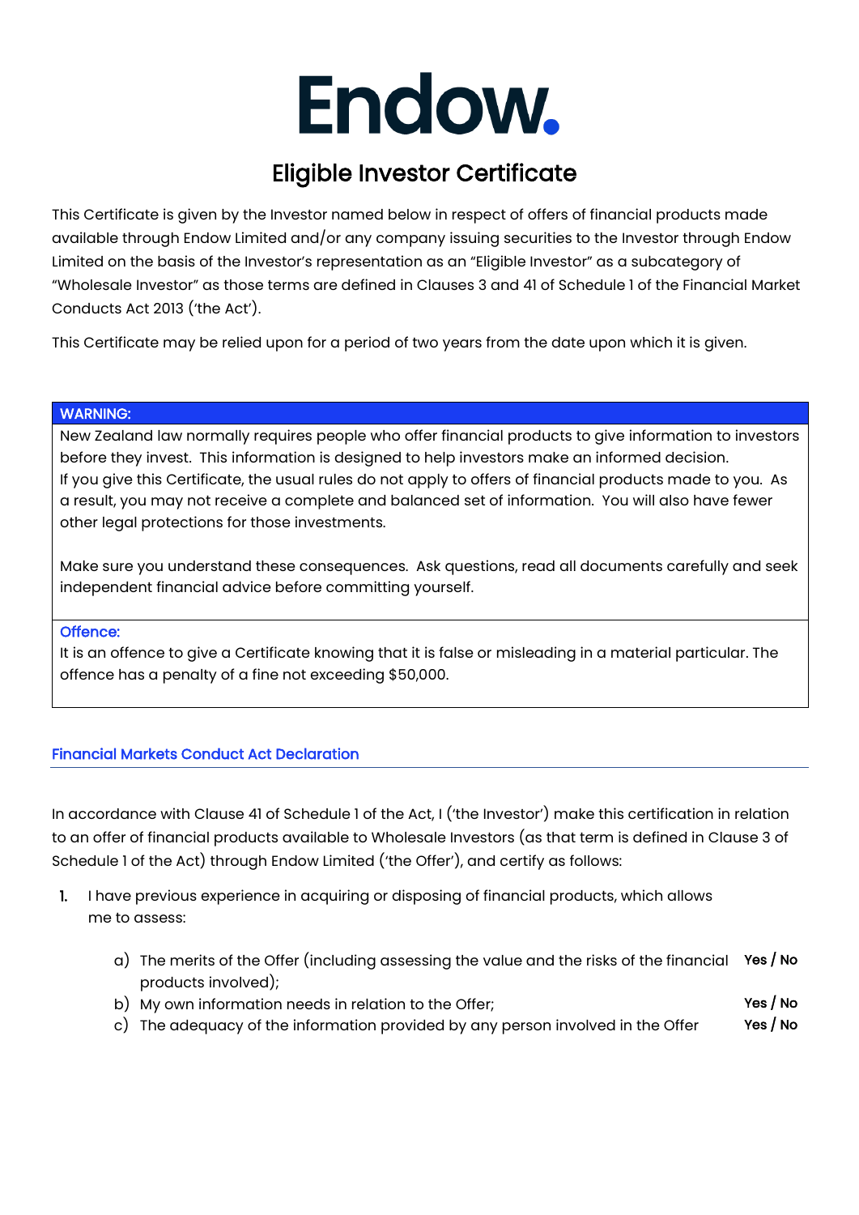# Endow.

## Eligible Investor Certificate

This Certificate is given by the Investor named below in respect of offers of financial products made available through Endow Limited and/or any company issuing securities to the Investor through Endow Limited on the basis of the Investor's representation as an "Eligible Investor" as a subcategory of "Wholesale Investor" as those terms are defined in Clauses 3 and 41 of Schedule 1 of the Financial Market Conducts Act 2013 ('the Act').

This Certificate may be relied upon for a period of two years from the date upon which it is given.

**WARNING:**

New Zealand law normally requires people who offer financial products to give information to investors before they invest. This information is designed to help investors make an informed decision. If you give this Certificate, the usual rules do not apply to offers of financial products made to you. As a result, you may not receive a complete and balanced set of information. You will also have fewer other legal protections for those investments.

Make sure you understand these consequences. Ask questions, read all documents carefully and seek independent financial advice before committing yourself.

**Offence:**

It is an offence to give a Certificate knowing that it is false or misleading in a material particular. The offence has a penalty of a fine not exceeding $50,000.

### Financial Markets Conduct Act Declaration

In accordance with Clause 41 of Schedule 1 of the Act, I ('the Investor') make this certification in relation to an offer of financial products available to Wholesale Investors (as that term is defined in Clause 3 of Schedule 1 of the Act) through Endow Limited ('the Offer'), and certify as follows:

1. I have previous experience in acquiring or disposing of financial products, which allows me to assess:

   a) The merits of the Offer (including assessing the value and the risks of the financial products involved); **Yes / No**

   b) My own information needs in relation to the Offer; **Yes / No**

   c) The adequacy of the information provided by any person involved in the Offer **Yes / No**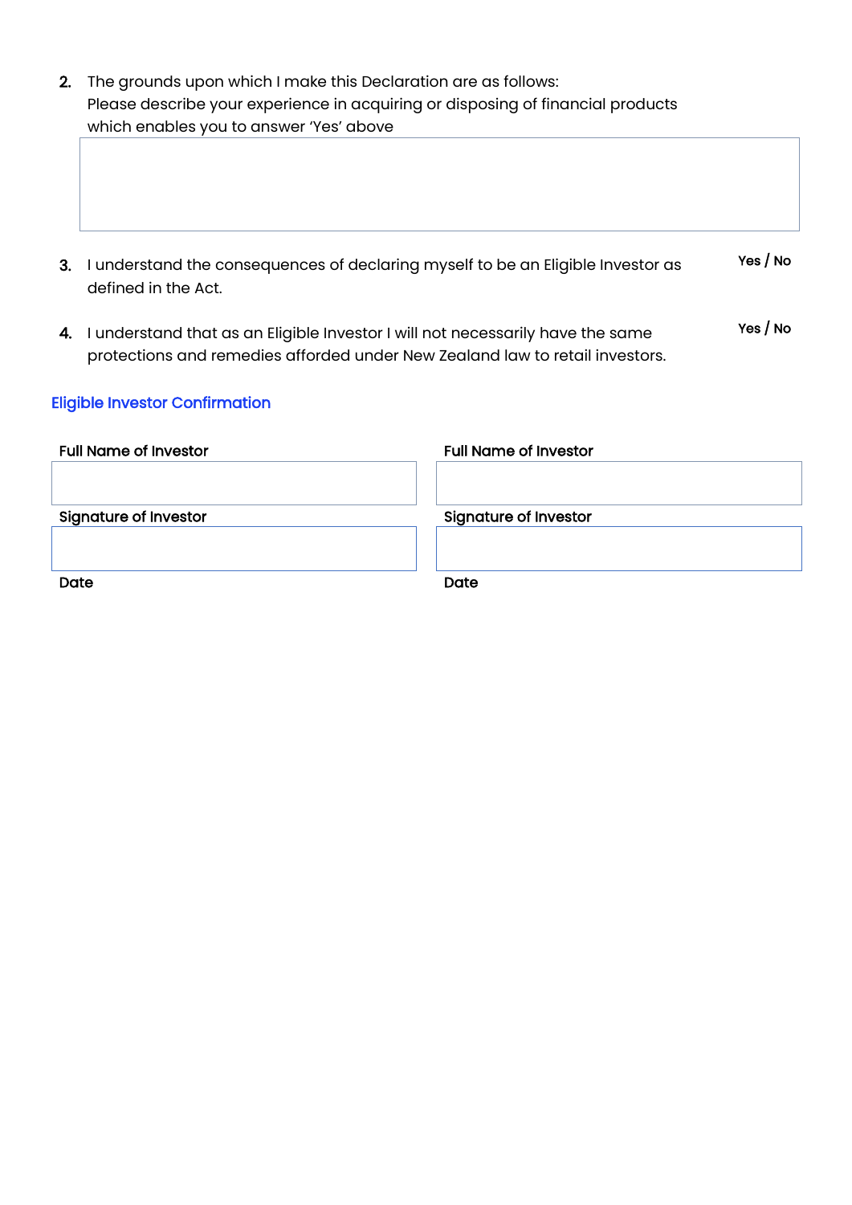2. The grounds upon which I make this Declaration are as follows:
   Please describe your experience in acquiring or disposing of financial products which enables you to answer 'Yes' above

3. I understand the consequences of declaring myself to be an Eligible Investor as defined in the Act. **Yes / No**

4. I understand that as an Eligible Investor I will not necessarily have the same protections and remedies afforded under New Zealand law to retail investors. **Yes / No**

## Eligible Investor Confirmation

| **Full Name of Investor** | **Full Name of Investor** |
|---|---|
| | |
| **Signature of Investor** | **Signature of Investor** |
| | |
| **Date** | **Date** |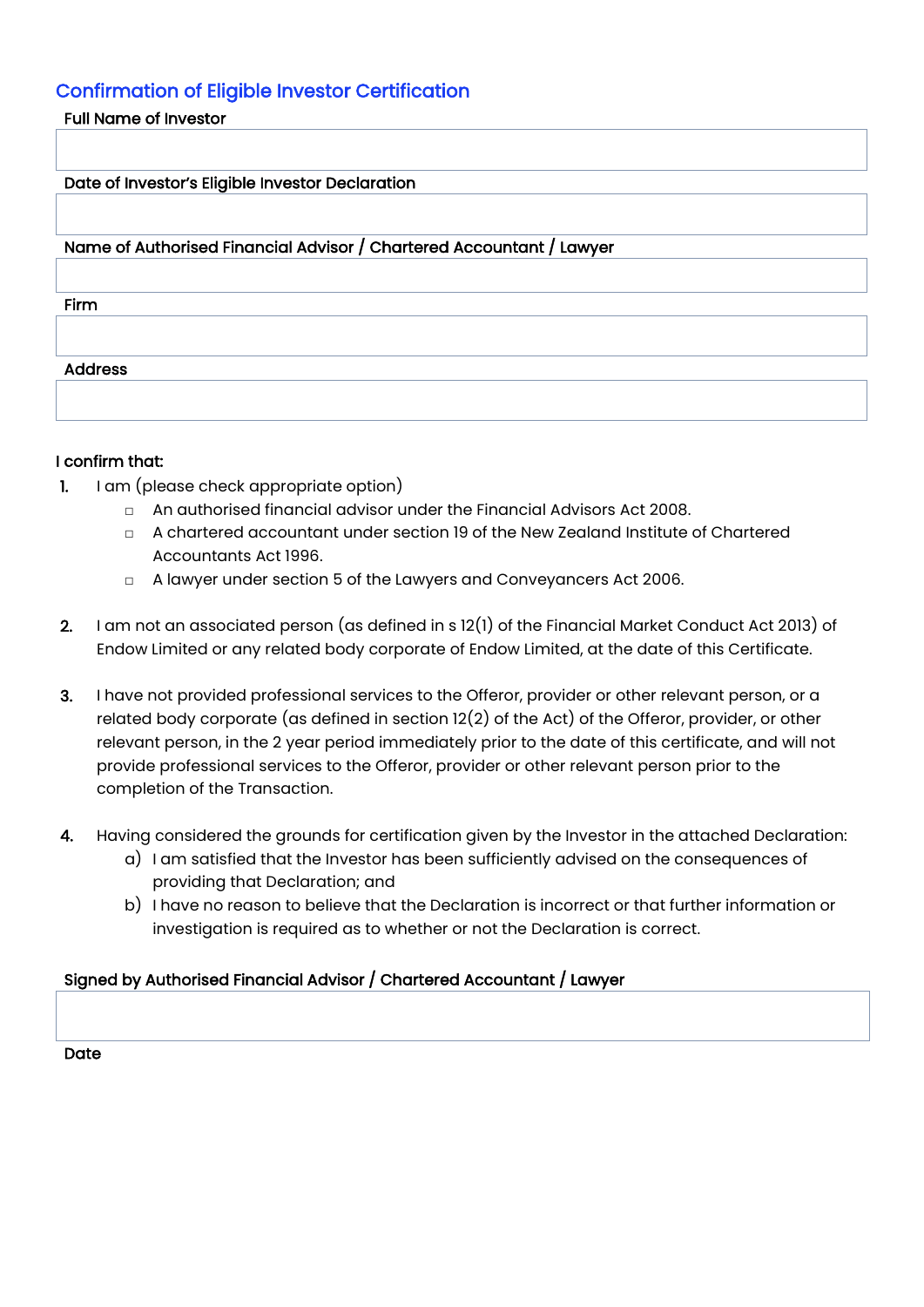## Confirmation of Eligible Investor Certification

**Full Name of Investor**

**Date of Investor's Eligible Investor Declaration**

**Name of Authorised Financial Advisor / Chartered Accountant / Lawyer**

**Firm**

**Address**

**I confirm that:**

1. I am (please check appropriate option)
   - ☐ An authorised financial advisor under the Financial Advisors Act 2008.
   - ☐ A chartered accountant under section 19 of the New Zealand Institute of Chartered Accountants Act 1996.
   - ☐ A lawyer under section 5 of the Lawyers and Conveyancers Act 2006.

2. I am not an associated person (as defined in s 12(1) of the Financial Market Conduct Act 2013) of Endow Limited or any related body corporate of Endow Limited, at the date of this Certificate.

3. I have not provided professional services to the Offeror, provider or other relevant person, or a related body corporate (as defined in section 12(2) of the Act) of the Offeror, provider, or other relevant person, in the 2 year period immediately prior to the date of this certificate, and will not provide professional services to the Offeror, provider or other relevant person prior to the completion of the Transaction.

4. Having considered the grounds for certification given by the Investor in the attached Declaration:
   a) I am satisfied that the Investor has been sufficiently advised on the consequences of providing that Declaration; and
   b) I have no reason to believe that the Declaration is incorrect or that further information or investigation is required as to whether or not the Declaration is correct.

**Signed by Authorised Financial Advisor / Chartered Accountant / Lawyer**

**Date**